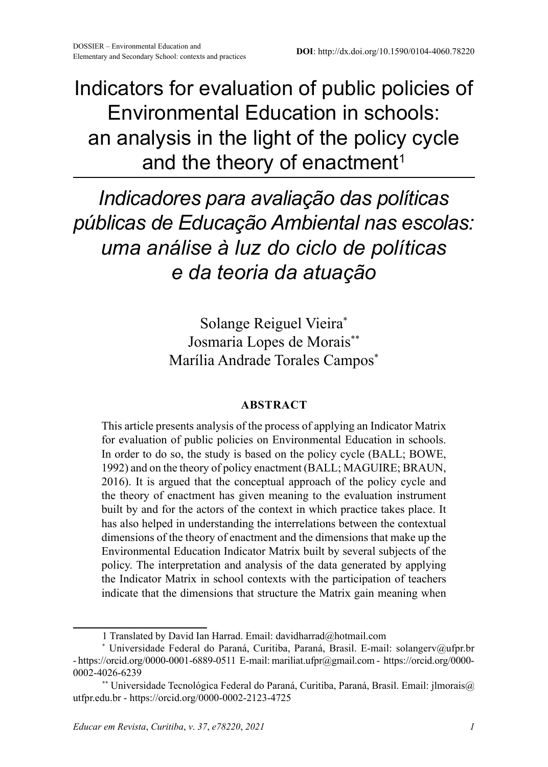DOSSIER – Environmental Education and Elementary and Secondary School: contexts and practices

**DOI**: http://dx.doi.org/10.1590/0104-4060.78220

# Indicators for evaluation of public policies of Environmental Education in schools: an analysis in the light of the policy cycle and the theory of enactment[1]

# *Indicadores para avaliação das políticas públicas de Educação Ambiental nas escolas: uma análise à luz do ciclo de políticas e da teoria da atuação*

Solange Reiguel Vieira[*]
Josmaria Lopes de Morais[**]
Marília Andrade Torales Campos[*]

## ABSTRACT

This article presents analysis of the process of applying an Indicator Matrix for evaluation of public policies on Environmental Education in schools. In order to do so, the study is based on the policy cycle (BALL; BOWE, 1992) and on the theory of policy enactment (BALL; MAGUIRE; BRAUN, 2016). It is argued that the conceptual approach of the policy cycle and the theory of enactment has given meaning to the evaluation instrument built by and for the actors of the context in which practice takes place. It has also helped in understanding the interrelations between the contextual dimensions of the theory of enactment and the dimensions that make up the Environmental Education Indicator Matrix built by several subjects of the policy. The interpretation and analysis of the data generated by applying the Indicator Matrix in school contexts with the participation of teachers indicate that the dimensions that structure the Matrix gain meaning when

---

1 Translated by David Ian Harrad. Email: davidharrad@hotmail.com

[*] Universidade Federal do Paraná, Curitiba, Paraná, Brasil. E-mail: solangerv@ufpr.br - https://orcid.org/0000-0001-6889-0511 E-mail: mariliat.ufpr@gmail.com - https://orcid.org/0000-0002-4026-6239

[**] Universidade Tecnológica Federal do Paraná, Curitiba, Paraná, Brasil. Email: jlmorais@utfpr.edu.br - https://orcid.org/0000-0002-2123-4725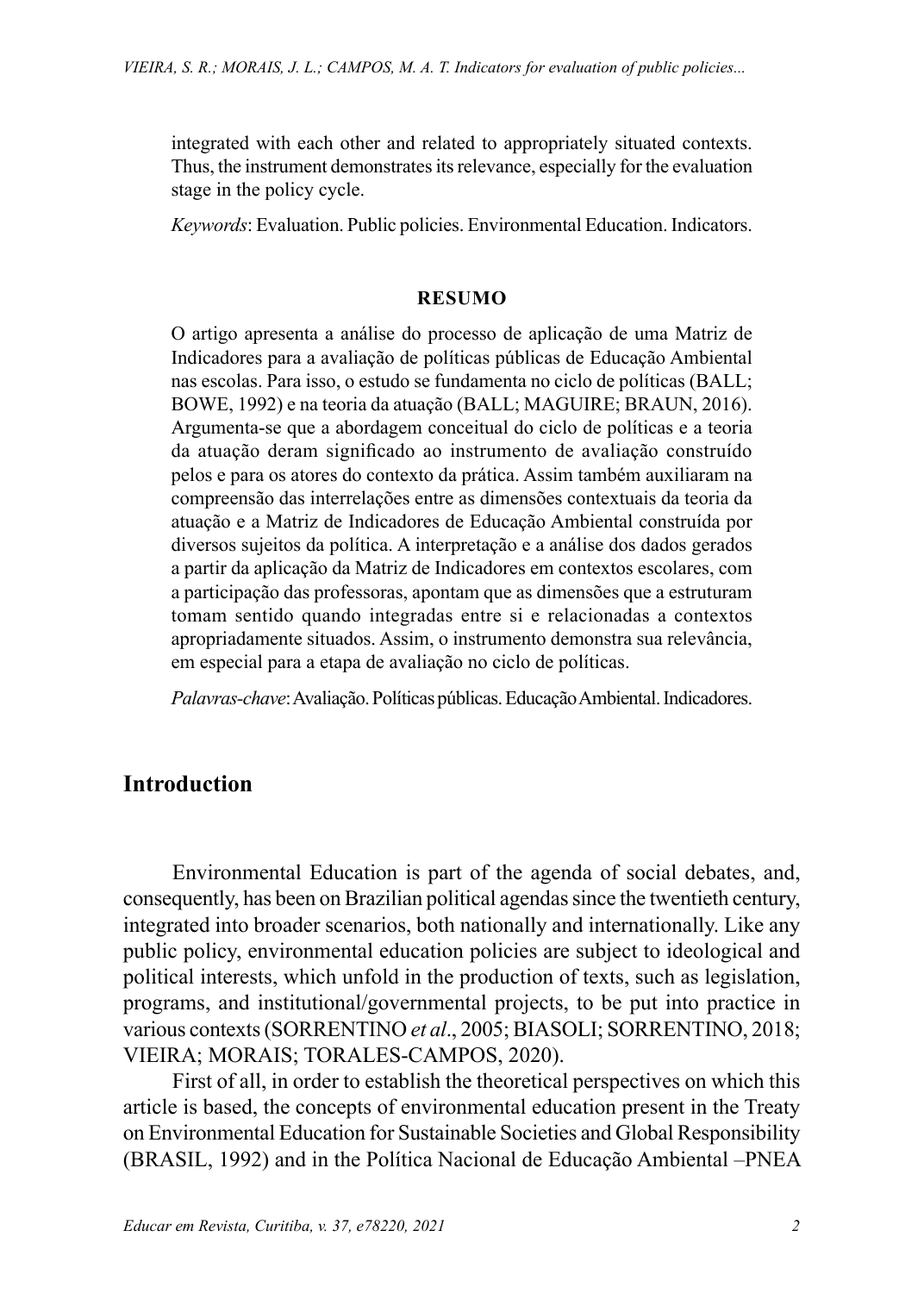integrated with each other and related to appropriately situated contexts. Thus, the instrument demonstrates its relevance, especially for the evaluation stage in the policy cycle.

*Keywords*: Evaluation. Public policies. Environmental Education. Indicators.

**RESUMO**

O artigo apresenta a análise do processo de aplicação de uma Matriz de Indicadores para a avaliação de políticas públicas de Educação Ambiental nas escolas. Para isso, o estudo se fundamenta no ciclo de políticas (BALL; BOWE, 1992) e na teoria da atuação (BALL; MAGUIRE; BRAUN, 2016). Argumenta-se que a abordagem conceitual do ciclo de políticas e a teoria da atuação deram significado ao instrumento de avaliação construído pelos e para os atores do contexto da prática. Assim também auxiliaram na compreensão das interrelações entre as dimensões contextuais da teoria da atuação e a Matriz de Indicadores de Educação Ambiental construída por diversos sujeitos da política. A interpretação e a análise dos dados gerados a partir da aplicação da Matriz de Indicadores em contextos escolares, com a participação das professoras, apontam que as dimensões que a estruturam tomam sentido quando integradas entre si e relacionadas a contextos apropriadamente situados. Assim, o instrumento demonstra sua relevância, em especial para a etapa de avaliação no ciclo de políticas.

*Palavras-chave*: Avaliação. Políticas públicas. Educação Ambiental. Indicadores.

## Introduction

Environmental Education is part of the agenda of social debates, and, consequently, has been on Brazilian political agendas since the twentieth century, integrated into broader scenarios, both nationally and internationally. Like any public policy, environmental education policies are subject to ideological and political interests, which unfold in the production of texts, such as legislation, programs, and institutional/governmental projects, to be put into practice in various contexts (SORRENTINO *et al*., 2005; BIASOLI; SORRENTINO, 2018; VIEIRA; MORAIS; TORALES-CAMPOS, 2020).

First of all, in order to establish the theoretical perspectives on which this article is based, the concepts of environmental education present in the Treaty on Environmental Education for Sustainable Societies and Global Responsibility (BRASIL, 1992) and in the Política Nacional de Educação Ambiental –PNEA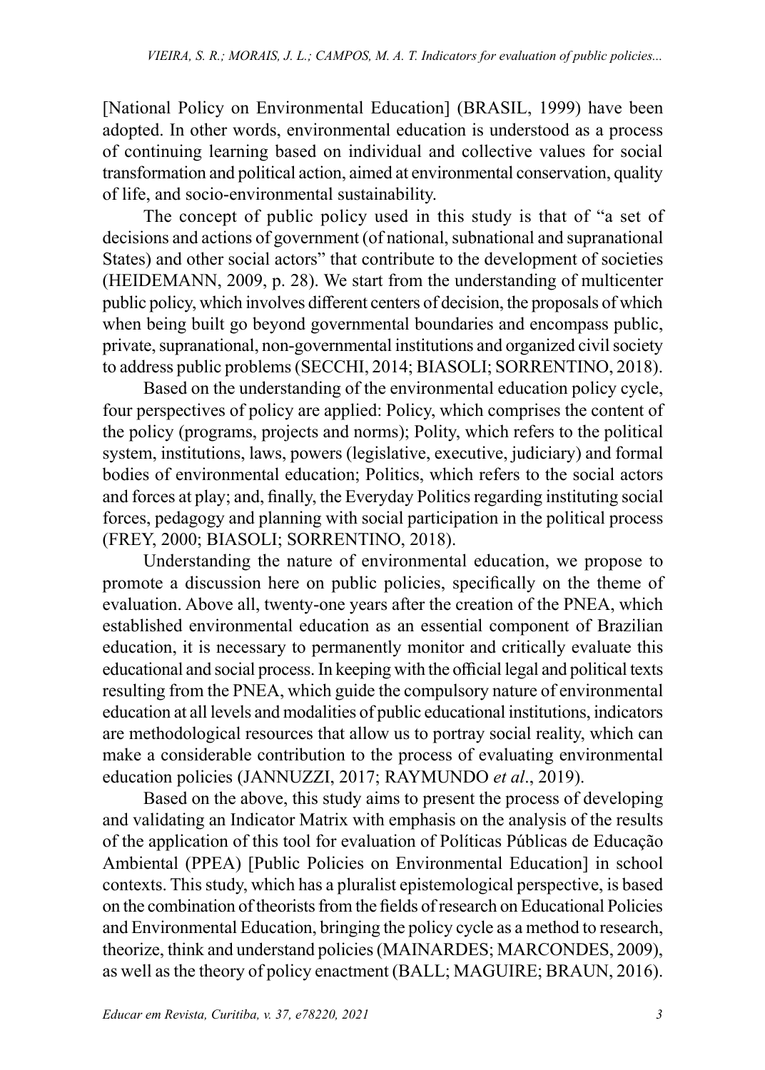[National Policy on Environmental Education] (BRASIL, 1999) have been adopted. In other words, environmental education is understood as a process of continuing learning based on individual and collective values for social transformation and political action, aimed at environmental conservation, quality of life, and socio-environmental sustainability.

The concept of public policy used in this study is that of "a set of decisions and actions of government (of national, subnational and supranational States) and other social actors" that contribute to the development of societies (HEIDEMANN, 2009, p. 28). We start from the understanding of multicenter public policy, which involves different centers of decision, the proposals of which when being built go beyond governmental boundaries and encompass public, private, supranational, non-governmental institutions and organized civil society to address public problems (SECCHI, 2014; BIASOLI; SORRENTINO, 2018).

Based on the understanding of the environmental education policy cycle, four perspectives of policy are applied: Policy, which comprises the content of the policy (programs, projects and norms); Polity, which refers to the political system, institutions, laws, powers (legislative, executive, judiciary) and formal bodies of environmental education; Politics, which refers to the social actors and forces at play; and, finally, the Everyday Politics regarding instituting social forces, pedagogy and planning with social participation in the political process (FREY, 2000; BIASOLI; SORRENTINO, 2018).

Understanding the nature of environmental education, we propose to promote a discussion here on public policies, specifically on the theme of evaluation. Above all, twenty-one years after the creation of the PNEA, which established environmental education as an essential component of Brazilian education, it is necessary to permanently monitor and critically evaluate this educational and social process. In keeping with the official legal and political texts resulting from the PNEA, which guide the compulsory nature of environmental education at all levels and modalities of public educational institutions, indicators are methodological resources that allow us to portray social reality, which can make a considerable contribution to the process of evaluating environmental education policies (JANNUZZI, 2017; RAYMUNDO *et al*., 2019).

Based on the above, this study aims to present the process of developing and validating an Indicator Matrix with emphasis on the analysis of the results of the application of this tool for evaluation of Políticas Públicas de Educação Ambiental (PPEA) [Public Policies on Environmental Education] in school contexts. This study, which has a pluralist epistemological perspective, is based on the combination of theorists from the fields of research on Educational Policies and Environmental Education, bringing the policy cycle as a method to research, theorize, think and understand policies (MAINARDES; MARCONDES, 2009), as well as the theory of policy enactment (BALL; MAGUIRE; BRAUN, 2016).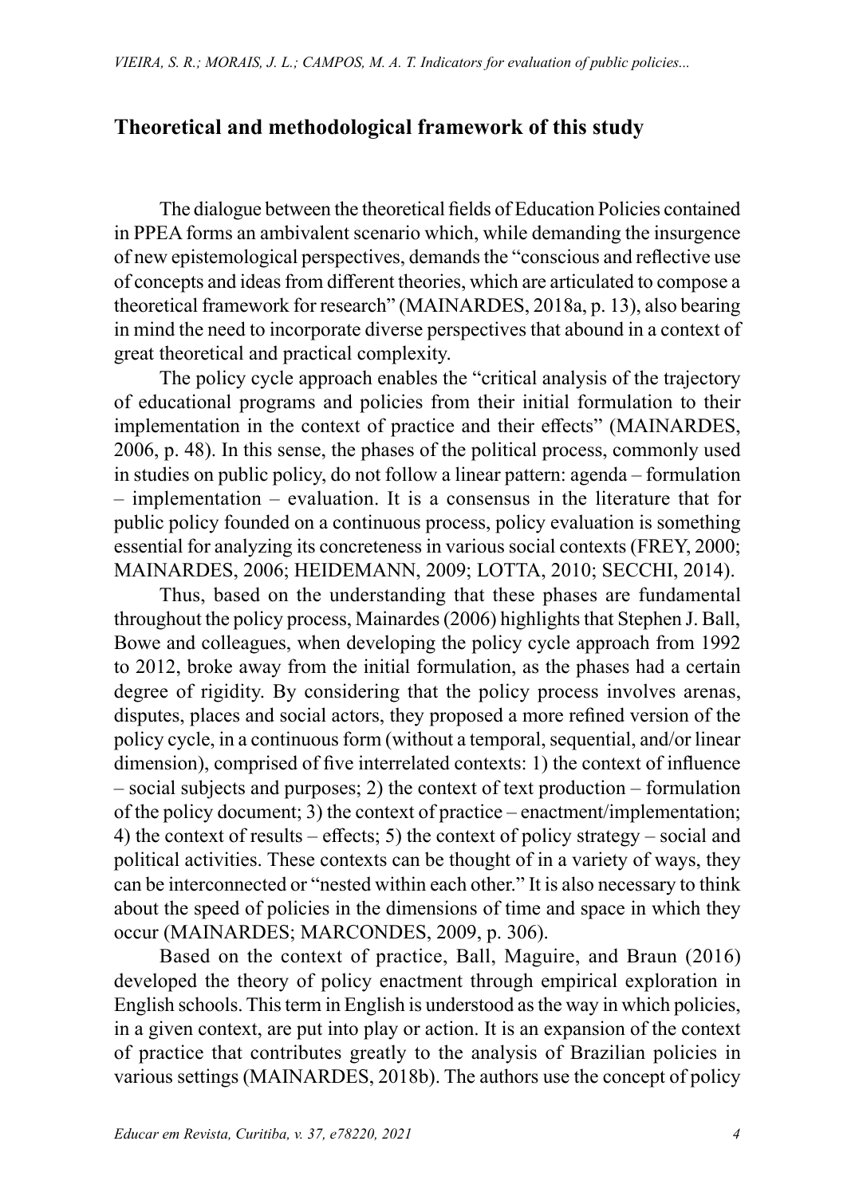## Theoretical and methodological framework of this study

The dialogue between the theoretical fields of Education Policies contained in PPEA forms an ambivalent scenario which, while demanding the insurgence of new epistemological perspectives, demands the "conscious and reflective use of concepts and ideas from different theories, which are articulated to compose a theoretical framework for research" (MAINARDES, 2018a, p. 13), also bearing in mind the need to incorporate diverse perspectives that abound in a context of great theoretical and practical complexity.

The policy cycle approach enables the "critical analysis of the trajectory of educational programs and policies from their initial formulation to their implementation in the context of practice and their effects" (MAINARDES, 2006, p. 48). In this sense, the phases of the political process, commonly used in studies on public policy, do not follow a linear pattern: agenda – formulation – implementation – evaluation. It is a consensus in the literature that for public policy founded on a continuous process, policy evaluation is something essential for analyzing its concreteness in various social contexts (FREY, 2000; MAINARDES, 2006; HEIDEMANN, 2009; LOTTA, 2010; SECCHI, 2014).

Thus, based on the understanding that these phases are fundamental throughout the policy process, Mainardes (2006) highlights that Stephen J. Ball, Bowe and colleagues, when developing the policy cycle approach from 1992 to 2012, broke away from the initial formulation, as the phases had a certain degree of rigidity. By considering that the policy process involves arenas, disputes, places and social actors, they proposed a more refined version of the policy cycle, in a continuous form (without a temporal, sequential, and/or linear dimension), comprised of five interrelated contexts: 1) the context of influence – social subjects and purposes; 2) the context of text production – formulation of the policy document; 3) the context of practice – enactment/implementation; 4) the context of results – effects; 5) the context of policy strategy – social and political activities. These contexts can be thought of in a variety of ways, they can be interconnected or "nested within each other." It is also necessary to think about the speed of policies in the dimensions of time and space in which they occur (MAINARDES; MARCONDES, 2009, p. 306).

Based on the context of practice, Ball, Maguire, and Braun (2016) developed the theory of policy enactment through empirical exploration in English schools. This term in English is understood as the way in which policies, in a given context, are put into play or action. It is an expansion of the context of practice that contributes greatly to the analysis of Brazilian policies in various settings (MAINARDES, 2018b). The authors use the concept of policy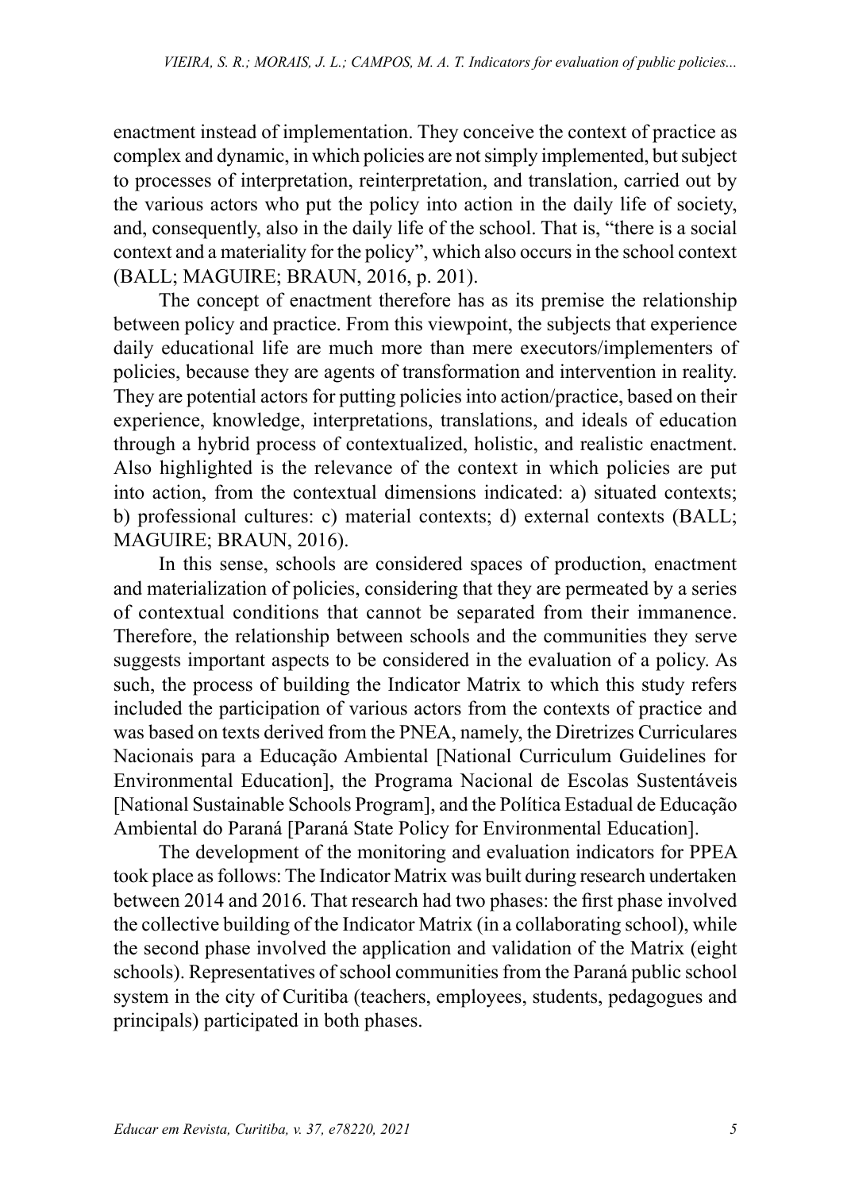enactment instead of implementation. They conceive the context of practice as complex and dynamic, in which policies are not simply implemented, but subject to processes of interpretation, reinterpretation, and translation, carried out by the various actors who put the policy into action in the daily life of society, and, consequently, also in the daily life of the school. That is, "there is a social context and a materiality for the policy", which also occurs in the school context (BALL; MAGUIRE; BRAUN, 2016, p. 201).

The concept of enactment therefore has as its premise the relationship between policy and practice. From this viewpoint, the subjects that experience daily educational life are much more than mere executors/implementers of policies, because they are agents of transformation and intervention in reality. They are potential actors for putting policies into action/practice, based on their experience, knowledge, interpretations, translations, and ideals of education through a hybrid process of contextualized, holistic, and realistic enactment. Also highlighted is the relevance of the context in which policies are put into action, from the contextual dimensions indicated: a) situated contexts; b) professional cultures: c) material contexts; d) external contexts (BALL; MAGUIRE; BRAUN, 2016).

In this sense, schools are considered spaces of production, enactment and materialization of policies, considering that they are permeated by a series of contextual conditions that cannot be separated from their immanence. Therefore, the relationship between schools and the communities they serve suggests important aspects to be considered in the evaluation of a policy. As such, the process of building the Indicator Matrix to which this study refers included the participation of various actors from the contexts of practice and was based on texts derived from the PNEA, namely, the Diretrizes Curriculares Nacionais para a Educação Ambiental [National Curriculum Guidelines for Environmental Education], the Programa Nacional de Escolas Sustentáveis [National Sustainable Schools Program], and the Política Estadual de Educação Ambiental do Paraná [Paraná State Policy for Environmental Education].

The development of the monitoring and evaluation indicators for PPEA took place as follows: The Indicator Matrix was built during research undertaken between 2014 and 2016. That research had two phases: the first phase involved the collective building of the Indicator Matrix (in a collaborating school), while the second phase involved the application and validation of the Matrix (eight schools). Representatives of school communities from the Paraná public school system in the city of Curitiba (teachers, employees, students, pedagogues and principals) participated in both phases.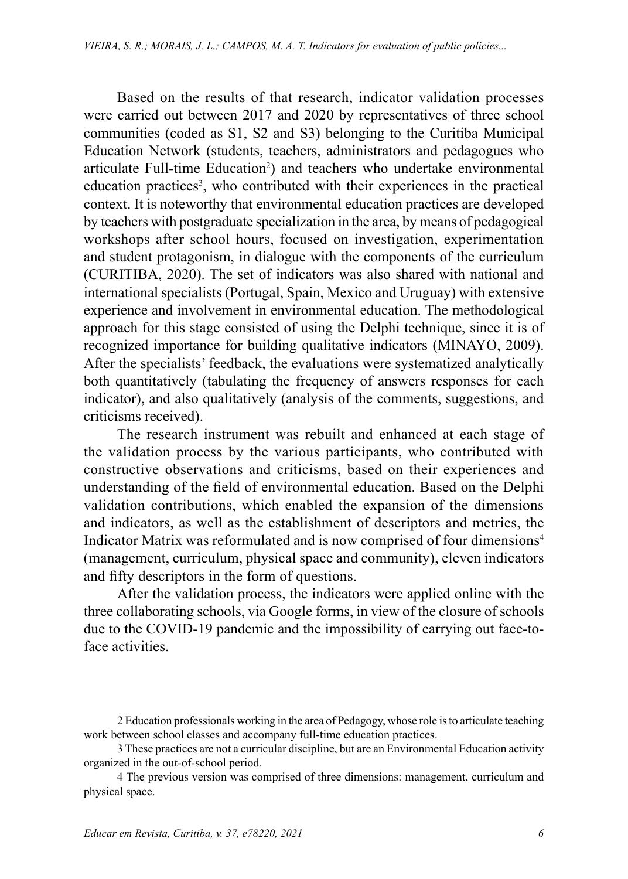Based on the results of that research, indicator validation processes were carried out between 2017 and 2020 by representatives of three school communities (coded as S1, S2 and S3) belonging to the Curitiba Municipal Education Network (students, teachers, administrators and pedagogues who articulate Full-time Education[2]) and teachers who undertake environmental education practices[3], who contributed with their experiences in the practical context. It is noteworthy that environmental education practices are developed by teachers with postgraduate specialization in the area, by means of pedagogical workshops after school hours, focused on investigation, experimentation and student protagonism, in dialogue with the components of the curriculum (CURITIBA, 2020). The set of indicators was also shared with national and international specialists (Portugal, Spain, Mexico and Uruguay) with extensive experience and involvement in environmental education. The methodological approach for this stage consisted of using the Delphi technique, since it is of recognized importance for building qualitative indicators (MINAYO, 2009). After the specialists' feedback, the evaluations were systematized analytically both quantitatively (tabulating the frequency of answers responses for each indicator), and also qualitatively (analysis of the comments, suggestions, and criticisms received).

The research instrument was rebuilt and enhanced at each stage of the validation process by the various participants, who contributed with constructive observations and criticisms, based on their experiences and understanding of the field of environmental education. Based on the Delphi validation contributions, which enabled the expansion of the dimensions and indicators, as well as the establishment of descriptors and metrics, the Indicator Matrix was reformulated and is now comprised of four dimensions[4] (management, curriculum, physical space and community), eleven indicators and fifty descriptors in the form of questions.

After the validation process, the indicators were applied online with the three collaborating schools, via Google forms, in view of the closure of schools due to the COVID-19 pandemic and the impossibility of carrying out face-to-face activities.

2 Education professionals working in the area of Pedagogy, whose role is to articulate teaching work between school classes and accompany full-time education practices.

3 These practices are not a curricular discipline, but are an Environmental Education activity organized in the out-of-school period.

4 The previous version was comprised of three dimensions: management, curriculum and physical space.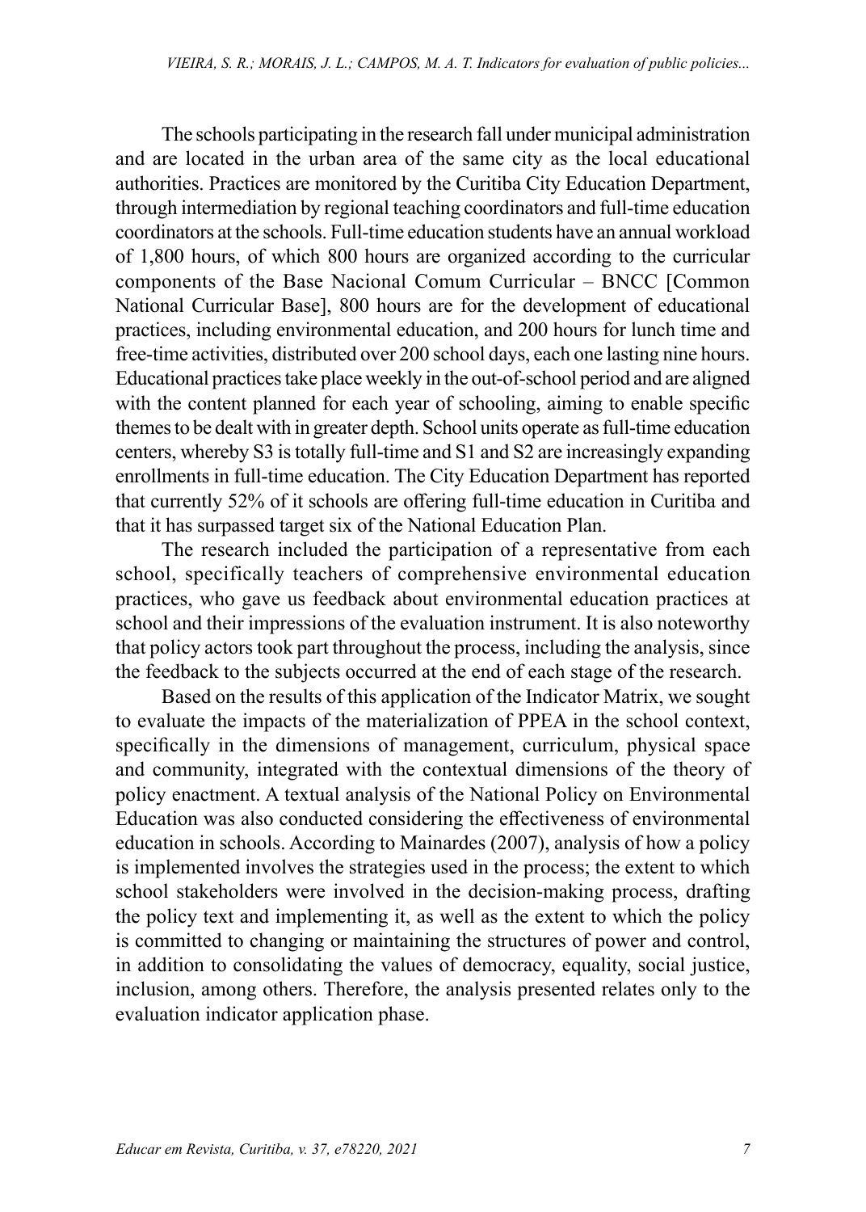The schools participating in the research fall under municipal administration and are located in the urban area of the same city as the local educational authorities. Practices are monitored by the Curitiba City Education Department, through intermediation by regional teaching coordinators and full-time education coordinators at the schools. Full-time education students have an annual workload of 1,800 hours, of which 800 hours are organized according to the curricular components of the Base Nacional Comum Curricular – BNCC [Common National Curricular Base], 800 hours are for the development of educational practices, including environmental education, and 200 hours for lunch time and free-time activities, distributed over 200 school days, each one lasting nine hours. Educational practices take place weekly in the out-of-school period and are aligned with the content planned for each year of schooling, aiming to enable specific themes to be dealt with in greater depth. School units operate as full-time education centers, whereby S3 is totally full-time and S1 and S2 are increasingly expanding enrollments in full-time education. The City Education Department has reported that currently 52% of it schools are offering full-time education in Curitiba and that it has surpassed target six of the National Education Plan.

The research included the participation of a representative from each school, specifically teachers of comprehensive environmental education practices, who gave us feedback about environmental education practices at school and their impressions of the evaluation instrument. It is also noteworthy that policy actors took part throughout the process, including the analysis, since the feedback to the subjects occurred at the end of each stage of the research.

Based on the results of this application of the Indicator Matrix, we sought to evaluate the impacts of the materialization of PPEA in the school context, specifically in the dimensions of management, curriculum, physical space and community, integrated with the contextual dimensions of the theory of policy enactment. A textual analysis of the National Policy on Environmental Education was also conducted considering the effectiveness of environmental education in schools. According to Mainardes (2007), analysis of how a policy is implemented involves the strategies used in the process; the extent to which school stakeholders were involved in the decision-making process, drafting the policy text and implementing it, as well as the extent to which the policy is committed to changing or maintaining the structures of power and control, in addition to consolidating the values of democracy, equality, social justice, inclusion, among others. Therefore, the analysis presented relates only to the evaluation indicator application phase.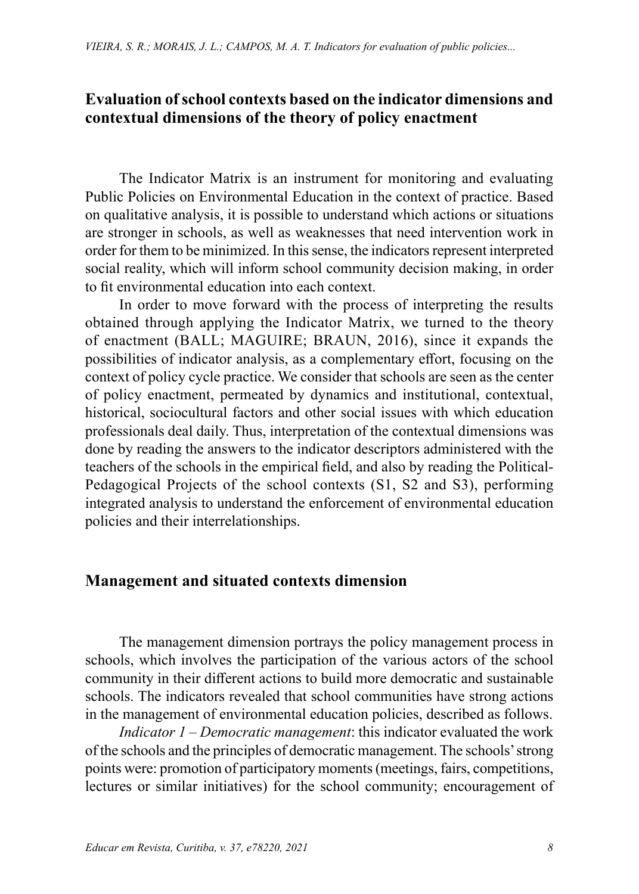## Evaluation of school contexts based on the indicator dimensions and contextual dimensions of the theory of policy enactment

The Indicator Matrix is an instrument for monitoring and evaluating Public Policies on Environmental Education in the context of practice. Based on qualitative analysis, it is possible to understand which actions or situations are stronger in schools, as well as weaknesses that need intervention work in order for them to be minimized. In this sense, the indicators represent interpreted social reality, which will inform school community decision making, in order to fit environmental education into each context.

In order to move forward with the process of interpreting the results obtained through applying the Indicator Matrix, we turned to the theory of enactment (BALL; MAGUIRE; BRAUN, 2016), since it expands the possibilities of indicator analysis, as a complementary effort, focusing on the context of policy cycle practice. We consider that schools are seen as the center of policy enactment, permeated by dynamics and institutional, contextual, historical, sociocultural factors and other social issues with which education professionals deal daily. Thus, interpretation of the contextual dimensions was done by reading the answers to the indicator descriptors administered with the teachers of the schools in the empirical field, and also by reading the Political-Pedagogical Projects of the school contexts (S1, S2 and S3), performing integrated analysis to understand the enforcement of environmental education policies and their interrelationships.

## Management and situated contexts dimension

The management dimension portrays the policy management process in schools, which involves the participation of the various actors of the school community in their different actions to build more democratic and sustainable schools. The indicators revealed that school communities have strong actions in the management of environmental education policies, described as follows.

*Indicator 1 – Democratic management*: this indicator evaluated the work of the schools and the principles of democratic management. The schools' strong points were: promotion of participatory moments (meetings, fairs, competitions, lectures or similar initiatives) for the school community; encouragement of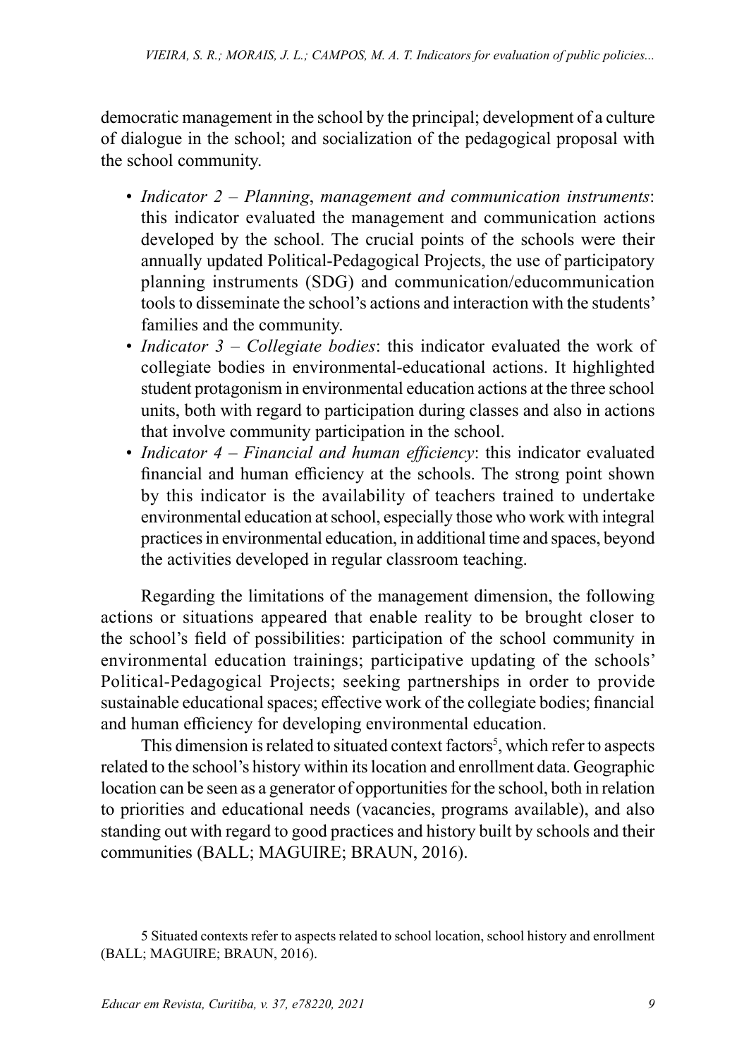democratic management in the school by the principal; development of a culture of dialogue in the school; and socialization of the pedagogical proposal with the school community.

- *Indicator 2 – Planning*, *management and communication instruments*: this indicator evaluated the management and communication actions developed by the school. The crucial points of the schools were their annually updated Political-Pedagogical Projects, the use of participatory planning instruments (SDG) and communication/educommunication tools to disseminate the school's actions and interaction with the students' families and the community.
- *Indicator 3 – Collegiate bodies*: this indicator evaluated the work of collegiate bodies in environmental-educational actions. It highlighted student protagonism in environmental education actions at the three school units, both with regard to participation during classes and also in actions that involve community participation in the school.
- *Indicator 4 – Financial and human efficiency*: this indicator evaluated financial and human efficiency at the schools. The strong point shown by this indicator is the availability of teachers trained to undertake environmental education at school, especially those who work with integral practices in environmental education, in additional time and spaces, beyond the activities developed in regular classroom teaching.

Regarding the limitations of the management dimension, the following actions or situations appeared that enable reality to be brought closer to the school's field of possibilities: participation of the school community in environmental education trainings; participative updating of the schools' Political-Pedagogical Projects; seeking partnerships in order to provide sustainable educational spaces; effective work of the collegiate bodies; financial and human efficiency for developing environmental education.

This dimension is related to situated context factors[5], which refer to aspects related to the school's history within its location and enrollment data. Geographic location can be seen as a generator of opportunities for the school, both in relation to priorities and educational needs (vacancies, programs available), and also standing out with regard to good practices and history built by schools and their communities (BALL; MAGUIRE; BRAUN, 2016).

5 Situated contexts refer to aspects related to school location, school history and enrollment (BALL; MAGUIRE; BRAUN, 2016).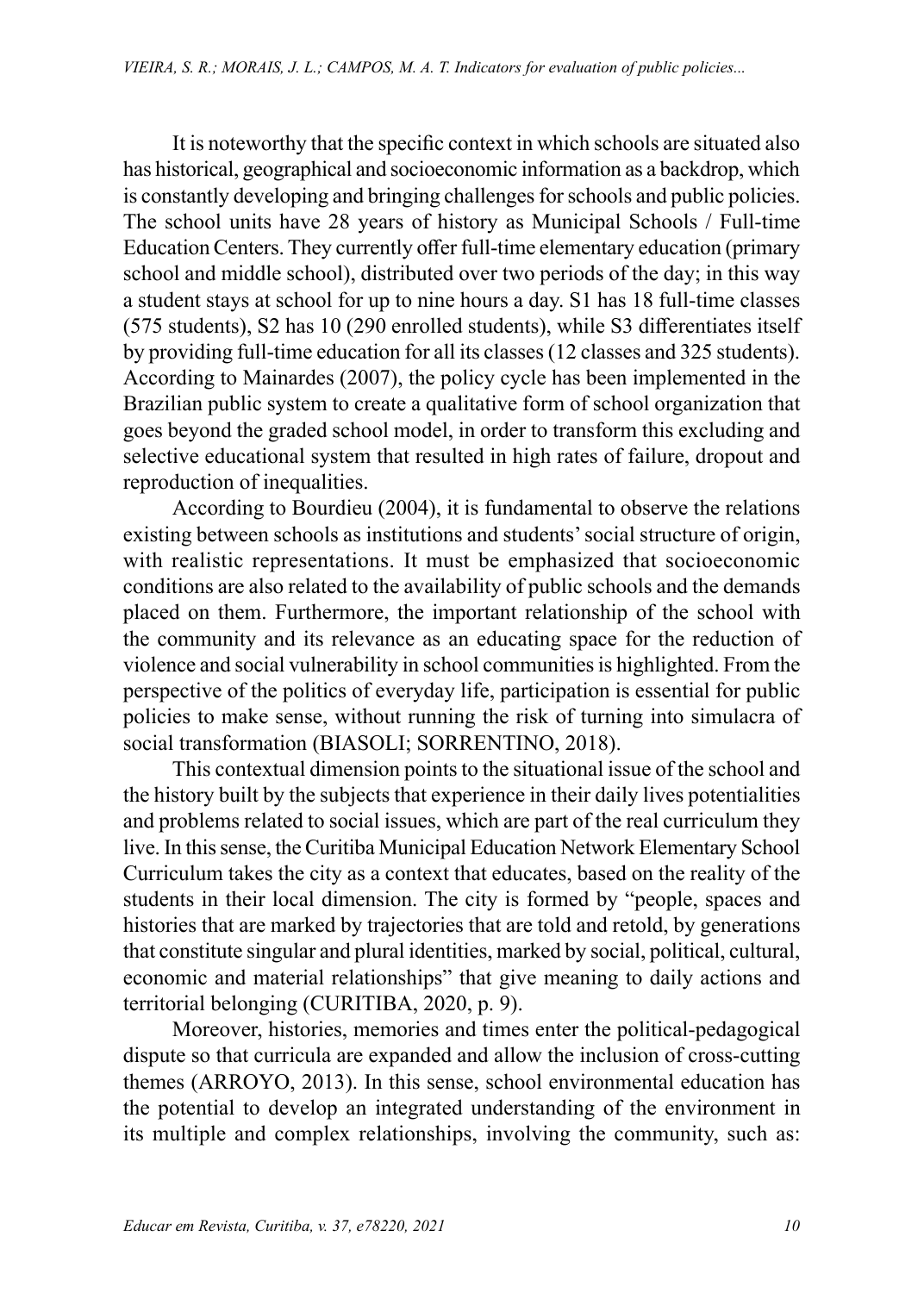It is noteworthy that the specific context in which schools are situated also has historical, geographical and socioeconomic information as a backdrop, which is constantly developing and bringing challenges for schools and public policies. The school units have 28 years of history as Municipal Schools / Full-time Education Centers. They currently offer full-time elementary education (primary school and middle school), distributed over two periods of the day; in this way a student stays at school for up to nine hours a day. S1 has 18 full-time classes (575 students), S2 has 10 (290 enrolled students), while S3 differentiates itself by providing full-time education for all its classes (12 classes and 325 students). According to Mainardes (2007), the policy cycle has been implemented in the Brazilian public system to create a qualitative form of school organization that goes beyond the graded school model, in order to transform this excluding and selective educational system that resulted in high rates of failure, dropout and reproduction of inequalities.

According to Bourdieu (2004), it is fundamental to observe the relations existing between schools as institutions and students' social structure of origin, with realistic representations. It must be emphasized that socioeconomic conditions are also related to the availability of public schools and the demands placed on them. Furthermore, the important relationship of the school with the community and its relevance as an educating space for the reduction of violence and social vulnerability in school communities is highlighted. From the perspective of the politics of everyday life, participation is essential for public policies to make sense, without running the risk of turning into simulacra of social transformation (BIASOLI; SORRENTINO, 2018).

This contextual dimension points to the situational issue of the school and the history built by the subjects that experience in their daily lives potentialities and problems related to social issues, which are part of the real curriculum they live. In this sense, the Curitiba Municipal Education Network Elementary School Curriculum takes the city as a context that educates, based on the reality of the students in their local dimension. The city is formed by "people, spaces and histories that are marked by trajectories that are told and retold, by generations that constitute singular and plural identities, marked by social, political, cultural, economic and material relationships" that give meaning to daily actions and territorial belonging (CURITIBA, 2020, p. 9).

Moreover, histories, memories and times enter the political-pedagogical dispute so that curricula are expanded and allow the inclusion of cross-cutting themes (ARROYO, 2013). In this sense, school environmental education has the potential to develop an integrated understanding of the environment in its multiple and complex relationships, involving the community, such as: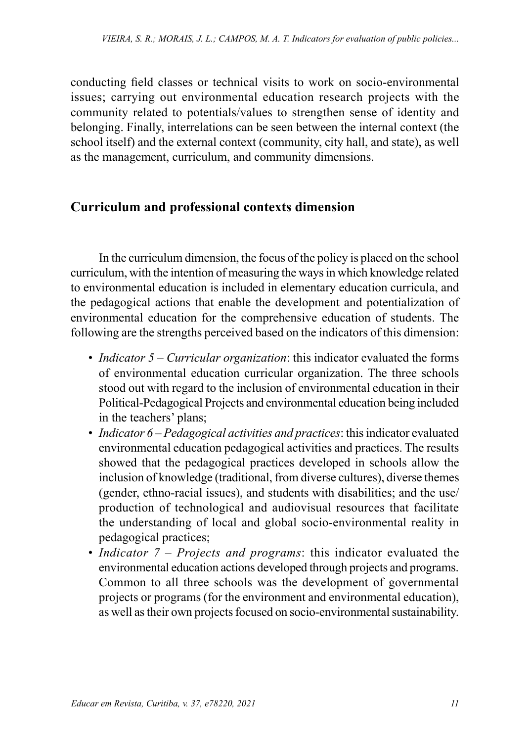conducting field classes or technical visits to work on socio-environmental issues; carrying out environmental education research projects with the community related to potentials/values to strengthen sense of identity and belonging. Finally, interrelations can be seen between the internal context (the school itself) and the external context (community, city hall, and state), as well as the management, curriculum, and community dimensions.

## Curriculum and professional contexts dimension

In the curriculum dimension, the focus of the policy is placed on the school curriculum, with the intention of measuring the ways in which knowledge related to environmental education is included in elementary education curricula, and the pedagogical actions that enable the development and potentialization of environmental education for the comprehensive education of students. The following are the strengths perceived based on the indicators of this dimension:

- *Indicator 5 – Curricular organization*: this indicator evaluated the forms of environmental education curricular organization. The three schools stood out with regard to the inclusion of environmental education in their Political-Pedagogical Projects and environmental education being included in the teachers' plans;
- *Indicator 6 – Pedagogical activities and practices*: this indicator evaluated environmental education pedagogical activities and practices. The results showed that the pedagogical practices developed in schools allow the inclusion of knowledge (traditional, from diverse cultures), diverse themes (gender, ethno-racial issues), and students with disabilities; and the use/production of technological and audiovisual resources that facilitate the understanding of local and global socio-environmental reality in pedagogical practices;
- *Indicator 7 – Projects and programs*: this indicator evaluated the environmental education actions developed through projects and programs. Common to all three schools was the development of governmental projects or programs (for the environment and environmental education), as well as their own projects focused on socio-environmental sustainability.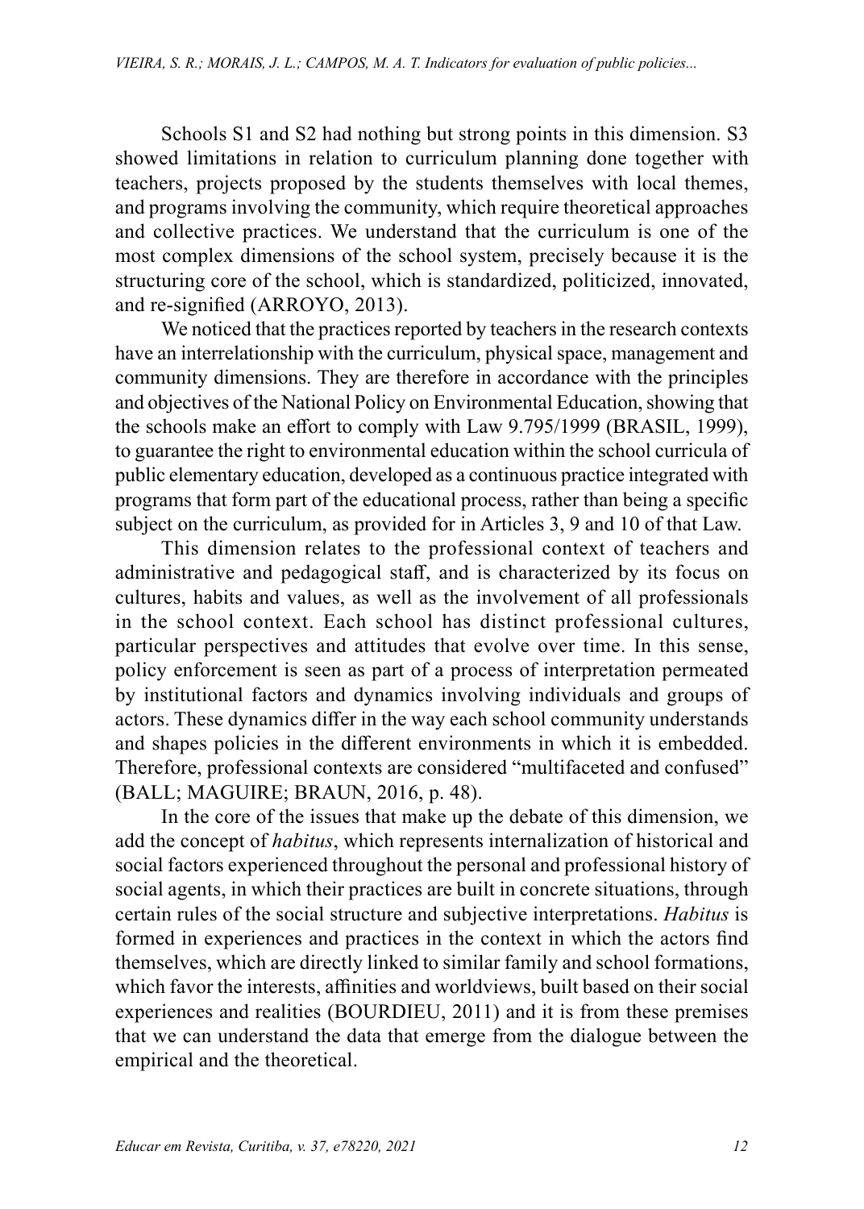Schools S1 and S2 had nothing but strong points in this dimension. S3 showed limitations in relation to curriculum planning done together with teachers, projects proposed by the students themselves with local themes, and programs involving the community, which require theoretical approaches and collective practices. We understand that the curriculum is one of the most complex dimensions of the school system, precisely because it is the structuring core of the school, which is standardized, politicized, innovated, and re-signified (ARROYO, 2013).

We noticed that the practices reported by teachers in the research contexts have an interrelationship with the curriculum, physical space, management and community dimensions. They are therefore in accordance with the principles and objectives of the National Policy on Environmental Education, showing that the schools make an effort to comply with Law 9.795/1999 (BRASIL, 1999), to guarantee the right to environmental education within the school curricula of public elementary education, developed as a continuous practice integrated with programs that form part of the educational process, rather than being a specific subject on the curriculum, as provided for in Articles 3, 9 and 10 of that Law.

This dimension relates to the professional context of teachers and administrative and pedagogical staff, and is characterized by its focus on cultures, habits and values, as well as the involvement of all professionals in the school context. Each school has distinct professional cultures, particular perspectives and attitudes that evolve over time. In this sense, policy enforcement is seen as part of a process of interpretation permeated by institutional factors and dynamics involving individuals and groups of actors. These dynamics differ in the way each school community understands and shapes policies in the different environments in which it is embedded. Therefore, professional contexts are considered "multifaceted and confused" (BALL; MAGUIRE; BRAUN, 2016, p. 48).

In the core of the issues that make up the debate of this dimension, we add the concept of *habitus*, which represents internalization of historical and social factors experienced throughout the personal and professional history of social agents, in which their practices are built in concrete situations, through certain rules of the social structure and subjective interpretations. *Habitus* is formed in experiences and practices in the context in which the actors find themselves, which are directly linked to similar family and school formations, which favor the interests, affinities and worldviews, built based on their social experiences and realities (BOURDIEU, 2011) and it is from these premises that we can understand the data that emerge from the dialogue between the empirical and the theoretical.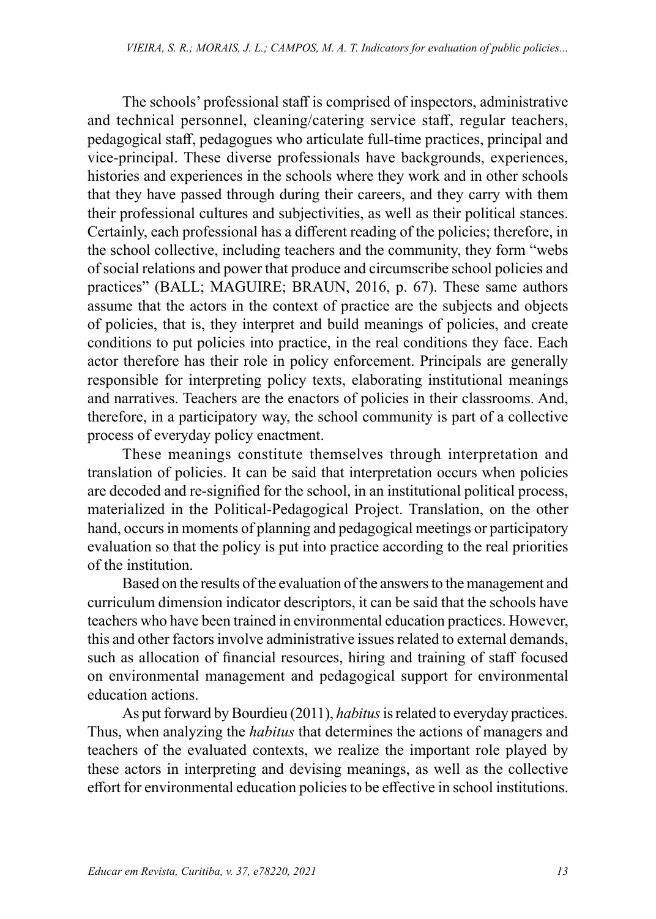The schools' professional staff is comprised of inspectors, administrative and technical personnel, cleaning/catering service staff, regular teachers, pedagogical staff, pedagogues who articulate full-time practices, principal and vice-principal. These diverse professionals have backgrounds, experiences, histories and experiences in the schools where they work and in other schools that they have passed through during their careers, and they carry with them their professional cultures and subjectivities, as well as their political stances. Certainly, each professional has a different reading of the policies; therefore, in the school collective, including teachers and the community, they form "webs of social relations and power that produce and circumscribe school policies and practices" (BALL; MAGUIRE; BRAUN, 2016, p. 67). These same authors assume that the actors in the context of practice are the subjects and objects of policies, that is, they interpret and build meanings of policies, and create conditions to put policies into practice, in the real conditions they face. Each actor therefore has their role in policy enforcement. Principals are generally responsible for interpreting policy texts, elaborating institutional meanings and narratives. Teachers are the enactors of policies in their classrooms. And, therefore, in a participatory way, the school community is part of a collective process of everyday policy enactment.

These meanings constitute themselves through interpretation and translation of policies. It can be said that interpretation occurs when policies are decoded and re-signified for the school, in an institutional political process, materialized in the Political-Pedagogical Project. Translation, on the other hand, occurs in moments of planning and pedagogical meetings or participatory evaluation so that the policy is put into practice according to the real priorities of the institution.

Based on the results of the evaluation of the answers to the management and curriculum dimension indicator descriptors, it can be said that the schools have teachers who have been trained in environmental education practices. However, this and other factors involve administrative issues related to external demands, such as allocation of financial resources, hiring and training of staff focused on environmental management and pedagogical support for environmental education actions.

As put forward by Bourdieu (2011), *habitus* is related to everyday practices. Thus, when analyzing the *habitus* that determines the actions of managers and teachers of the evaluated contexts, we realize the important role played by these actors in interpreting and devising meanings, as well as the collective effort for environmental education policies to be effective in school institutions.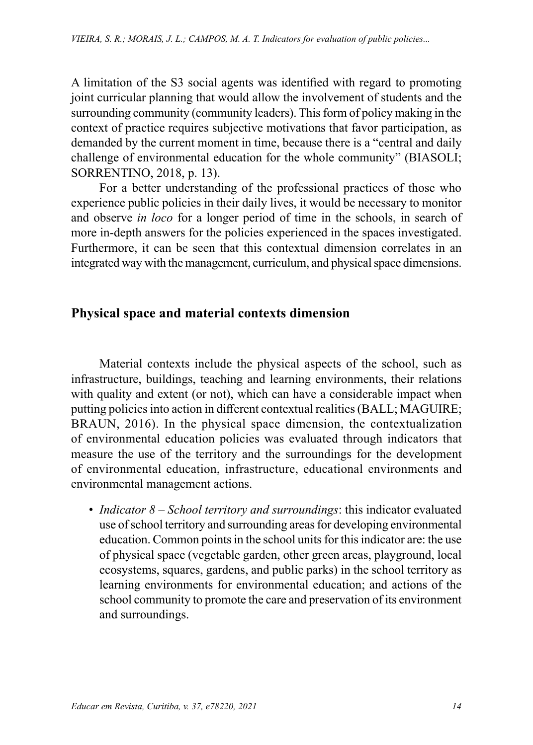A limitation of the S3 social agents was identified with regard to promoting joint curricular planning that would allow the involvement of students and the surrounding community (community leaders). This form of policy making in the context of practice requires subjective motivations that favor participation, as demanded by the current moment in time, because there is a "central and daily challenge of environmental education for the whole community" (BIASOLI; SORRENTINO, 2018, p. 13).

For a better understanding of the professional practices of those who experience public policies in their daily lives, it would be necessary to monitor and observe *in loco* for a longer period of time in the schools, in search of more in-depth answers for the policies experienced in the spaces investigated. Furthermore, it can be seen that this contextual dimension correlates in an integrated way with the management, curriculum, and physical space dimensions.

## Physical space and material contexts dimension

Material contexts include the physical aspects of the school, such as infrastructure, buildings, teaching and learning environments, their relations with quality and extent (or not), which can have a considerable impact when putting policies into action in different contextual realities (BALL; MAGUIRE; BRAUN, 2016). In the physical space dimension, the contextualization of environmental education policies was evaluated through indicators that measure the use of the territory and the surroundings for the development of environmental education, infrastructure, educational environments and environmental management actions.

- *Indicator 8 – School territory and surroundings*: this indicator evaluated use of school territory and surrounding areas for developing environmental education. Common points in the school units for this indicator are: the use of physical space (vegetable garden, other green areas, playground, local ecosystems, squares, gardens, and public parks) in the school territory as learning environments for environmental education; and actions of the school community to promote the care and preservation of its environment and surroundings.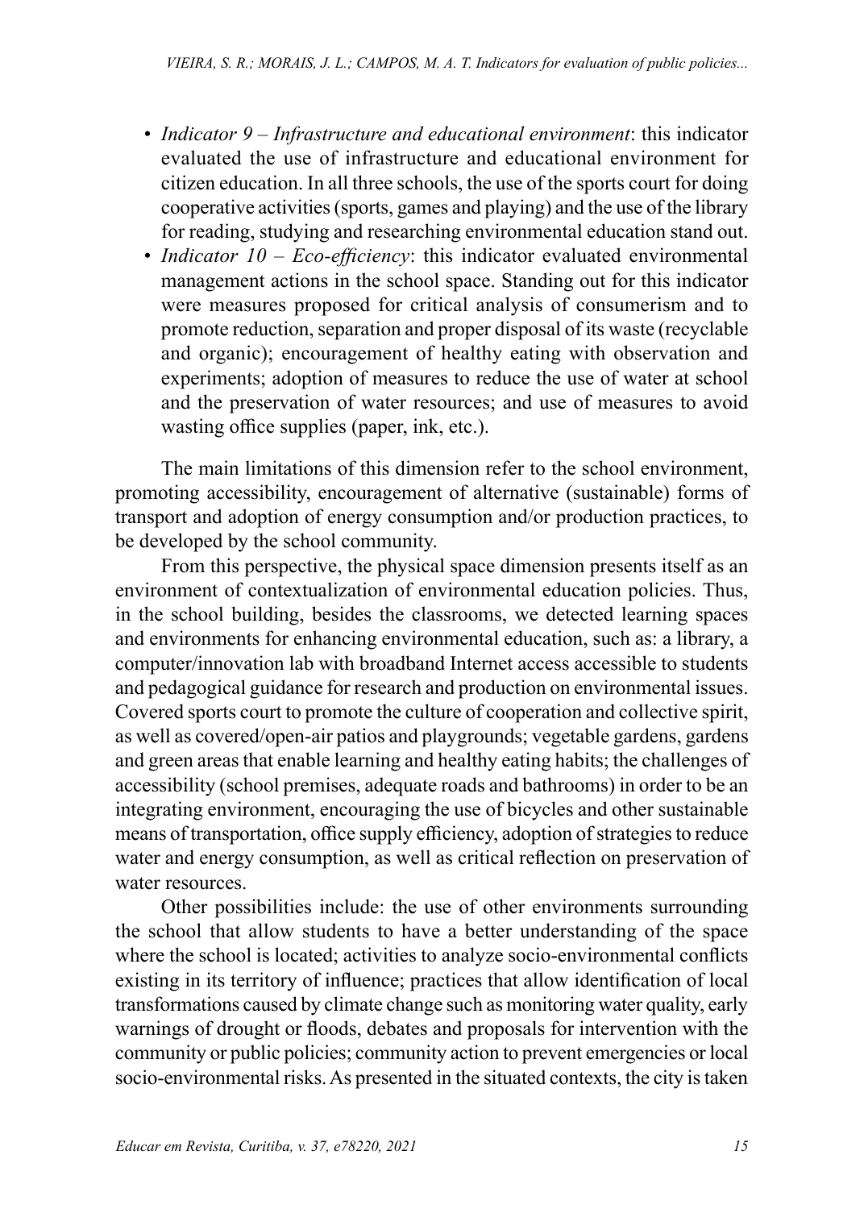- *Indicator 9 – Infrastructure and educational environment*: this indicator evaluated the use of infrastructure and educational environment for citizen education. In all three schools, the use of the sports court for doing cooperative activities (sports, games and playing) and the use of the library for reading, studying and researching environmental education stand out.
- *Indicator 10 – Eco-efficiency*: this indicator evaluated environmental management actions in the school space. Standing out for this indicator were measures proposed for critical analysis of consumerism and to promote reduction, separation and proper disposal of its waste (recyclable and organic); encouragement of healthy eating with observation and experiments; adoption of measures to reduce the use of water at school and the preservation of water resources; and use of measures to avoid wasting office supplies (paper, ink, etc.).

The main limitations of this dimension refer to the school environment, promoting accessibility, encouragement of alternative (sustainable) forms of transport and adoption of energy consumption and/or production practices, to be developed by the school community.

From this perspective, the physical space dimension presents itself as an environment of contextualization of environmental education policies. Thus, in the school building, besides the classrooms, we detected learning spaces and environments for enhancing environmental education, such as: a library, a computer/innovation lab with broadband Internet access accessible to students and pedagogical guidance for research and production on environmental issues. Covered sports court to promote the culture of cooperation and collective spirit, as well as covered/open-air patios and playgrounds; vegetable gardens, gardens and green areas that enable learning and healthy eating habits; the challenges of accessibility (school premises, adequate roads and bathrooms) in order to be an integrating environment, encouraging the use of bicycles and other sustainable means of transportation, office supply efficiency, adoption of strategies to reduce water and energy consumption, as well as critical reflection on preservation of water resources.

Other possibilities include: the use of other environments surrounding the school that allow students to have a better understanding of the space where the school is located; activities to analyze socio-environmental conflicts existing in its territory of influence; practices that allow identification of local transformations caused by climate change such as monitoring water quality, early warnings of drought or floods, debates and proposals for intervention with the community or public policies; community action to prevent emergencies or local socio-environmental risks. As presented in the situated contexts, the city is taken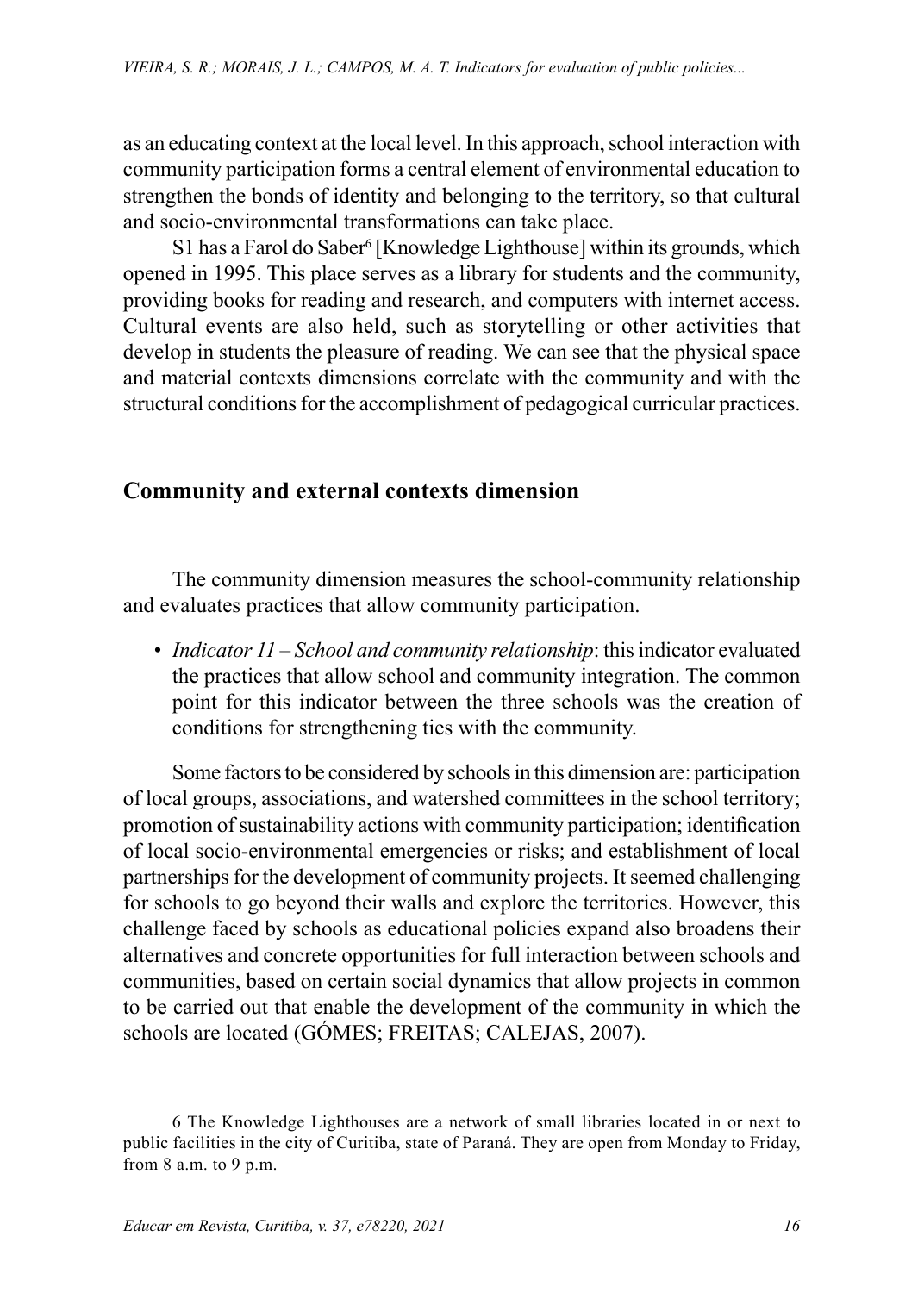as an educating context at the local level. In this approach, school interaction with community participation forms a central element of environmental education to strengthen the bonds of identity and belonging to the territory, so that cultural and socio-environmental transformations can take place.

S1 has a Farol do Saber[6] [Knowledge Lighthouse] within its grounds, which opened in 1995. This place serves as a library for students and the community, providing books for reading and research, and computers with internet access. Cultural events are also held, such as storytelling or other activities that develop in students the pleasure of reading. We can see that the physical space and material contexts dimensions correlate with the community and with the structural conditions for the accomplishment of pedagogical curricular practices.

## Community and external contexts dimension

The community dimension measures the school-community relationship and evaluates practices that allow community participation.

- *Indicator 11 – School and community relationship*: this indicator evaluated the practices that allow school and community integration. The common point for this indicator between the three schools was the creation of conditions for strengthening ties with the community.

Some factors to be considered by schools in this dimension are: participation of local groups, associations, and watershed committees in the school territory; promotion of sustainability actions with community participation; identification of local socio-environmental emergencies or risks; and establishment of local partnerships for the development of community projects. It seemed challenging for schools to go beyond their walls and explore the territories. However, this challenge faced by schools as educational policies expand also broadens their alternatives and concrete opportunities for full interaction between schools and communities, based on certain social dynamics that allow projects in common to be carried out that enable the development of the community in which the schools are located (GÓMES; FREITAS; CALEJAS, 2007).

6 The Knowledge Lighthouses are a network of small libraries located in or next to public facilities in the city of Curitiba, state of Paraná. They are open from Monday to Friday, from 8 a.m. to 9 p.m.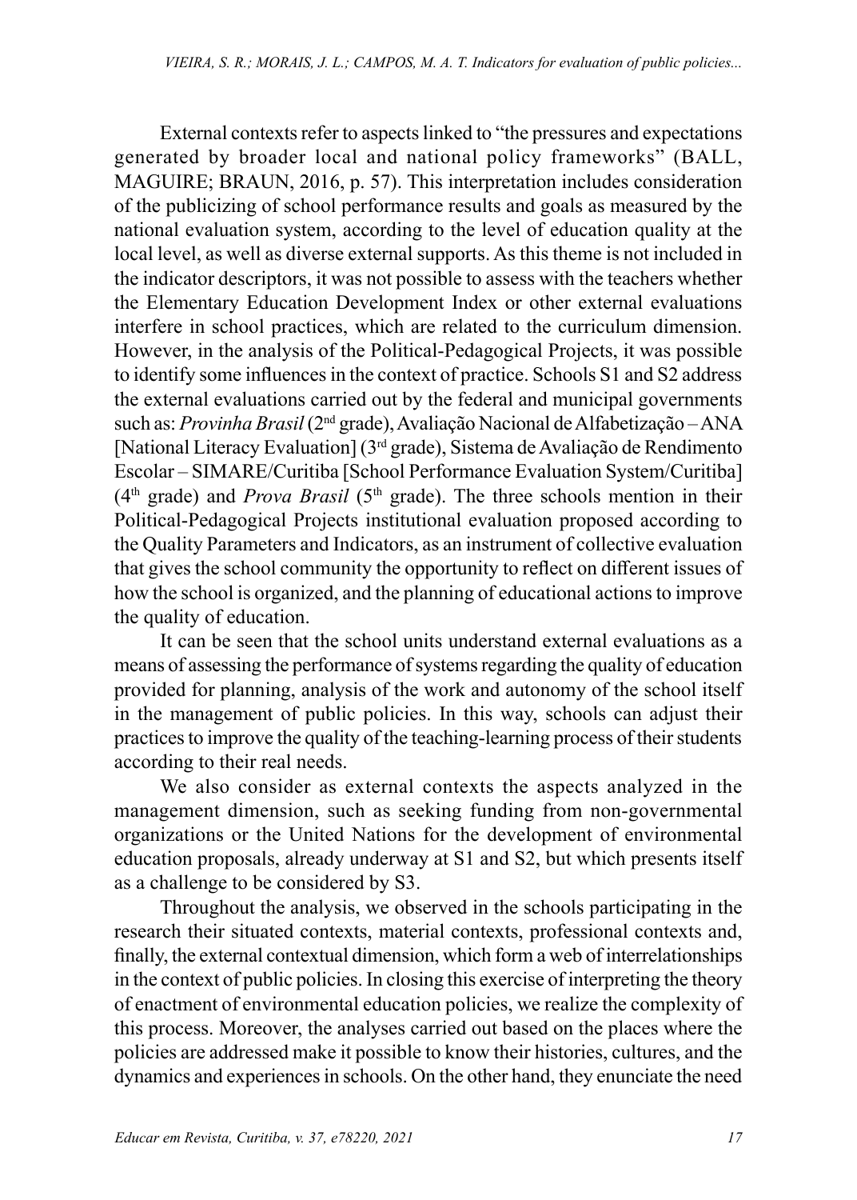External contexts refer to aspects linked to “the pressures and expectations generated by broader local and national policy frameworks” (BALL, MAGUIRE; BRAUN, 2016, p. 57). This interpretation includes consideration of the publicizing of school performance results and goals as measured by the national evaluation system, according to the level of education quality at the local level, as well as diverse external supports. As this theme is not included in the indicator descriptors, it was not possible to assess with the teachers whether the Elementary Education Development Index or other external evaluations interfere in school practices, which are related to the curriculum dimension. However, in the analysis of the Political-Pedagogical Projects, it was possible to identify some influences in the context of practice. Schools S1 and S2 address the external evaluations carried out by the federal and municipal governments such as: *Provinha Brasil* (2nd grade), Avaliação Nacional de Alfabetização – ANA [National Literacy Evaluation] (3rd grade), Sistema de Avaliação de Rendimento Escolar – SIMARE/Curitiba [School Performance Evaluation System/Curitiba] (4th grade) and *Prova Brasil* (5th grade). The three schools mention in their Political-Pedagogical Projects institutional evaluation proposed according to the Quality Parameters and Indicators, as an instrument of collective evaluation that gives the school community the opportunity to reflect on different issues of how the school is organized, and the planning of educational actions to improve the quality of education.

It can be seen that the school units understand external evaluations as a means of assessing the performance of systems regarding the quality of education provided for planning, analysis of the work and autonomy of the school itself in the management of public policies. In this way, schools can adjust their practices to improve the quality of the teaching-learning process of their students according to their real needs.

We also consider as external contexts the aspects analyzed in the management dimension, such as seeking funding from non-governmental organizations or the United Nations for the development of environmental education proposals, already underway at S1 and S2, but which presents itself as a challenge to be considered by S3.

Throughout the analysis, we observed in the schools participating in the research their situated contexts, material contexts, professional contexts and, finally, the external contextual dimension, which form a web of interrelationships in the context of public policies. In closing this exercise of interpreting the theory of enactment of environmental education policies, we realize the complexity of this process. Moreover, the analyses carried out based on the places where the policies are addressed make it possible to know their histories, cultures, and the dynamics and experiences in schools. On the other hand, they enunciate the need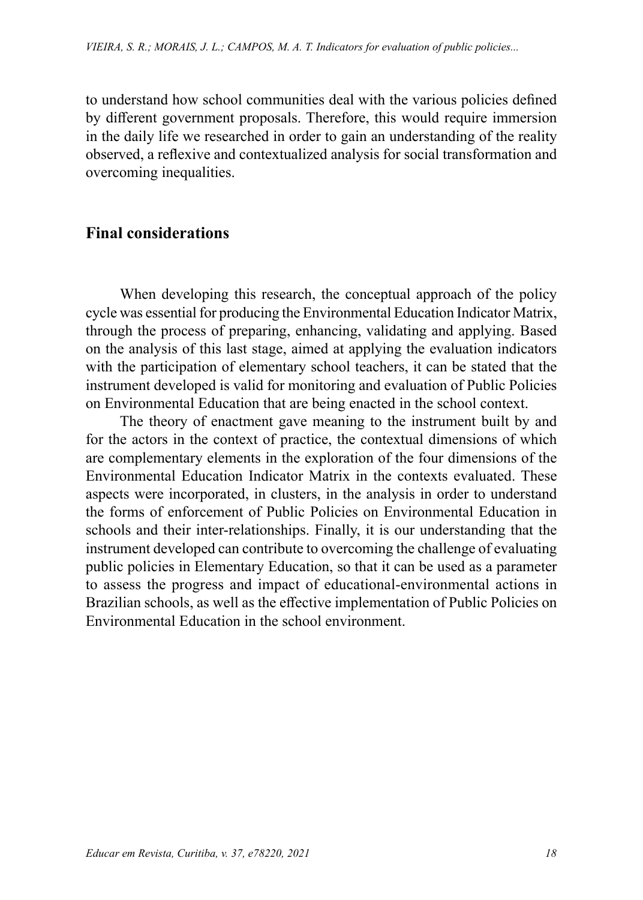to understand how school communities deal with the various policies defined by different government proposals. Therefore, this would require immersion in the daily life we researched in order to gain an understanding of the reality observed, a reflexive and contextualized analysis for social transformation and overcoming inequalities.

## Final considerations

When developing this research, the conceptual approach of the policy cycle was essential for producing the Environmental Education Indicator Matrix, through the process of preparing, enhancing, validating and applying. Based on the analysis of this last stage, aimed at applying the evaluation indicators with the participation of elementary school teachers, it can be stated that the instrument developed is valid for monitoring and evaluation of Public Policies on Environmental Education that are being enacted in the school context.

The theory of enactment gave meaning to the instrument built by and for the actors in the context of practice, the contextual dimensions of which are complementary elements in the exploration of the four dimensions of the Environmental Education Indicator Matrix in the contexts evaluated. These aspects were incorporated, in clusters, in the analysis in order to understand the forms of enforcement of Public Policies on Environmental Education in schools and their inter-relationships. Finally, it is our understanding that the instrument developed can contribute to overcoming the challenge of evaluating public policies in Elementary Education, so that it can be used as a parameter to assess the progress and impact of educational-environmental actions in Brazilian schools, as well as the effective implementation of Public Policies on Environmental Education in the school environment.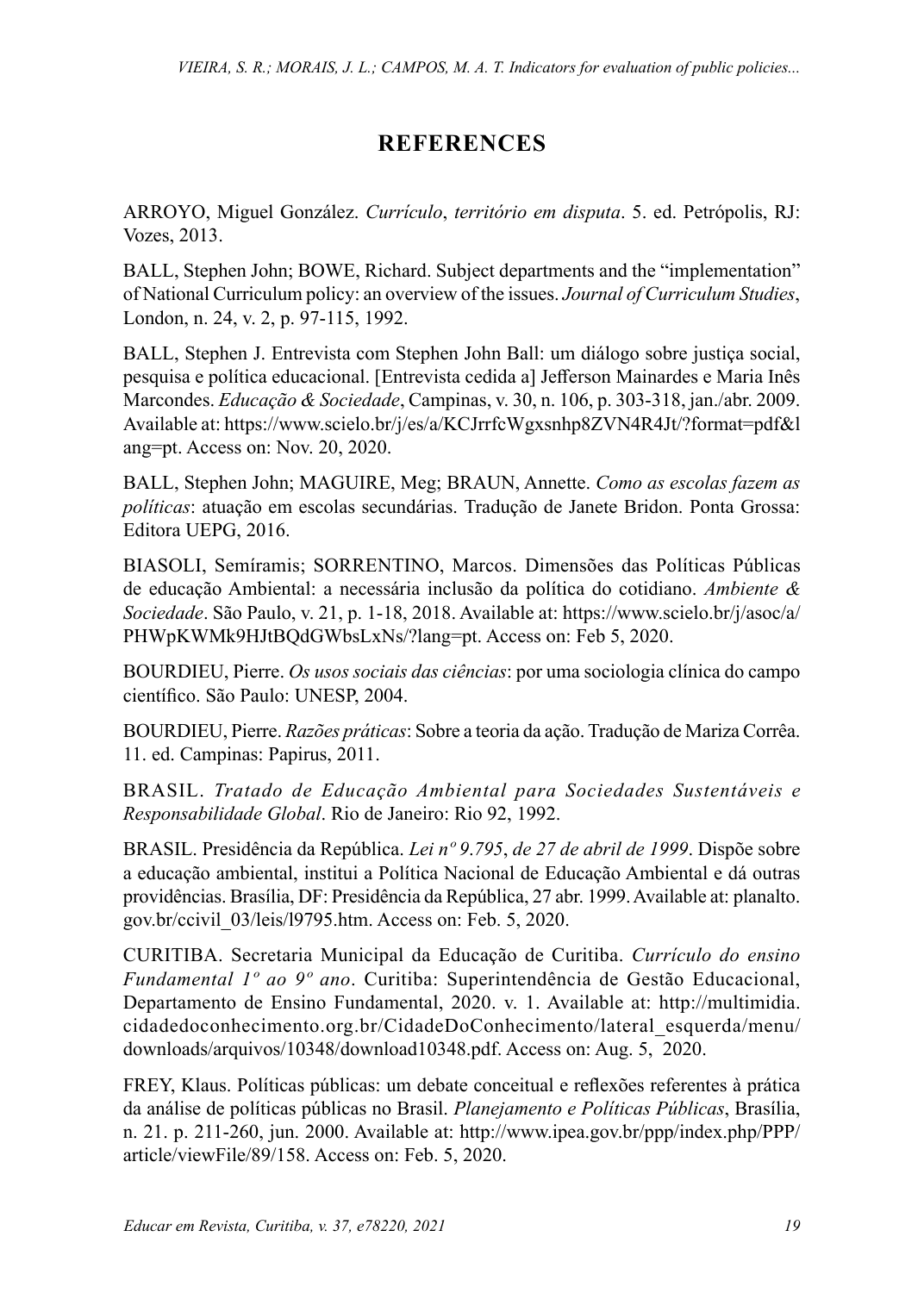## REFERENCES

ARROYO, Miguel González. *Currículo*, *território em disputa*. 5. ed. Petrópolis, RJ: Vozes, 2013.

BALL, Stephen John; BOWE, Richard. Subject departments and the "implementation" of National Curriculum policy: an overview of the issues. *Journal of Curriculum Studies*, London, n. 24, v. 2, p. 97-115, 1992.

BALL, Stephen J. Entrevista com Stephen John Ball: um diálogo sobre justiça social, pesquisa e política educacional. [Entrevista cedida a] Jefferson Mainardes e Maria Inês Marcondes. *Educação & Sociedade*, Campinas, v. 30, n. 106, p. 303-318, jan./abr. 2009. Available at: https://www.scielo.br/j/es/a/KCJrrfcWgxsnhp8ZVN4R4Jt/?format=pdf&lang=pt. Access on: Nov. 20, 2020.

BALL, Stephen John; MAGUIRE, Meg; BRAUN, Annette. *Como as escolas fazem as políticas*: atuação em escolas secundárias. Tradução de Janete Bridon. Ponta Grossa: Editora UEPG, 2016.

BIASOLI, Semíramis; SORRENTINO, Marcos. Dimensões das Políticas Públicas de educação Ambiental: a necessária inclusão da política do cotidiano. *Ambiente & Sociedade*. São Paulo, v. 21, p. 1-18, 2018. Available at: https://www.scielo.br/j/asoc/a/PHWpKWMk9HJtBQdGWbsLxNs/?lang=pt. Access on: Feb 5, 2020.

BOURDIEU, Pierre. *Os usos sociais das ciências*: por uma sociologia clínica do campo científico. São Paulo: UNESP, 2004.

BOURDIEU, Pierre. *Razões práticas*: Sobre a teoria da ação. Tradução de Mariza Corrêa. 11. ed. Campinas: Papirus, 2011.

BRASIL. *Tratado de Educação Ambiental para Sociedades Sustentáveis e Responsabilidade Global*. Rio de Janeiro: Rio 92, 1992.

BRASIL. Presidência da República. *Lei nº 9.795*, *de 27 de abril de 1999*. Dispõe sobre a educação ambiental, institui a Política Nacional de Educação Ambiental e dá outras providências. Brasília, DF: Presidência da República, 27 abr. 1999. Available at: planalto.gov.br/ccivil_03/leis/l9795.htm. Access on: Feb. 5, 2020.

CURITIBA. Secretaria Municipal da Educação de Curitiba. *Currículo do ensino Fundamental 1º ao 9º ano*. Curitiba: Superintendência de Gestão Educacional, Departamento de Ensino Fundamental, 2020. v. 1. Available at: http://multimidia.cidadedoconhecimento.org.br/CidadeDoConhecimento/lateral_esquerda/menu/downloads/arquivos/10348/download10348.pdf. Access on: Aug. 5, 2020.

FREY, Klaus. Políticas públicas: um debate conceitual e reflexões referentes à prática da análise de políticas públicas no Brasil. *Planejamento e Políticas Públicas*, Brasília, n. 21. p. 211-260, jun. 2000. Available at: http://www.ipea.gov.br/ppp/index.php/PPP/article/viewFile/89/158. Access on: Feb. 5, 2020.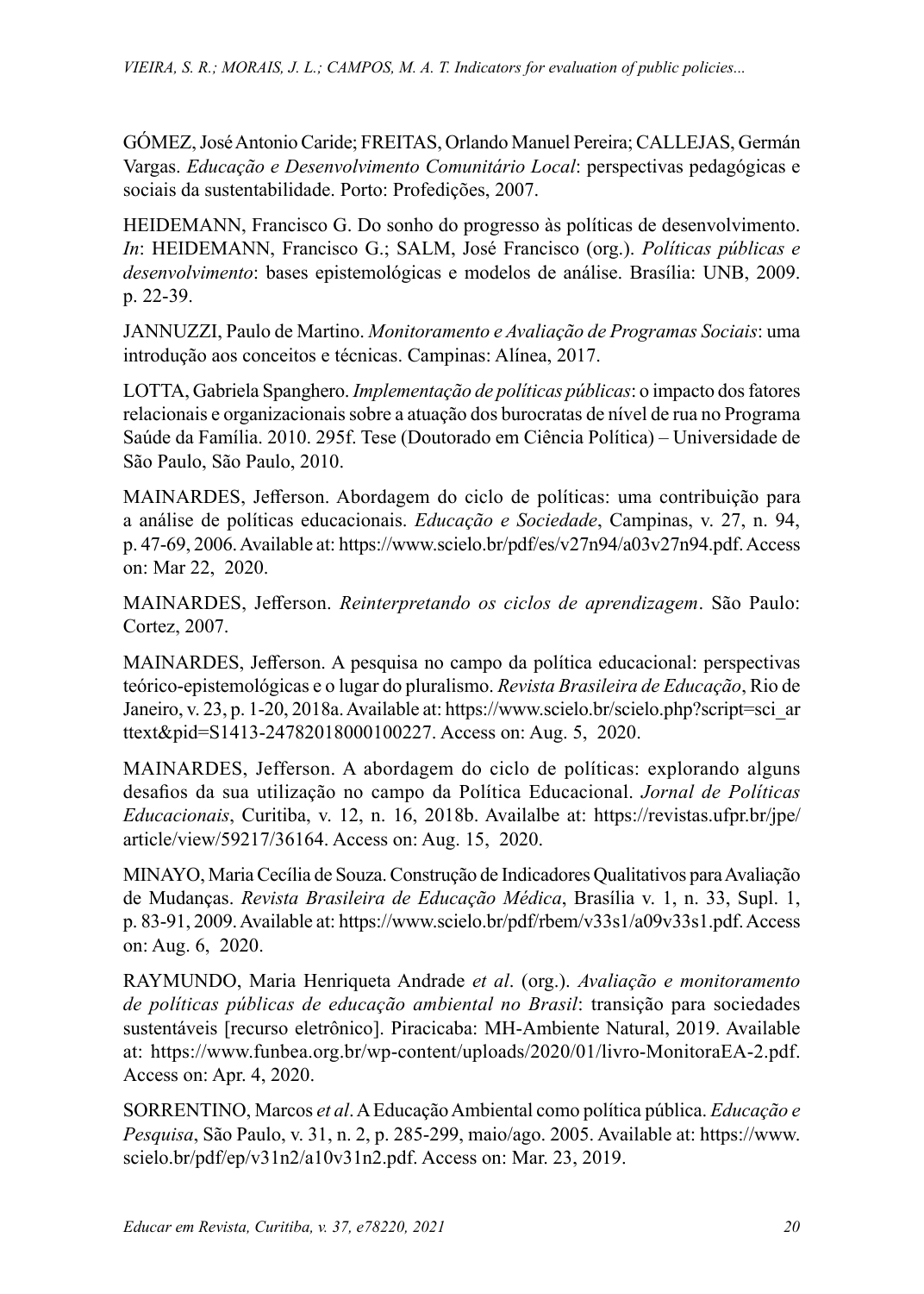GÓMEZ, José Antonio Caride; FREITAS, Orlando Manuel Pereira; CALLEJAS, Germán Vargas. *Educação e Desenvolvimento Comunitário Local*: perspectivas pedagógicas e sociais da sustentabilidade. Porto: Profedições, 2007.

HEIDEMANN, Francisco G. Do sonho do progresso às políticas de desenvolvimento. *In*: HEIDEMANN, Francisco G.; SALM, José Francisco (org.). *Políticas públicas e desenvolvimento*: bases epistemológicas e modelos de análise. Brasília: UNB, 2009. p. 22-39.

JANNUZZI, Paulo de Martino. *Monitoramento e Avaliação de Programas Sociais*: uma introdução aos conceitos e técnicas. Campinas: Alínea, 2017.

LOTTA, Gabriela Spanghero. *Implementação de políticas públicas*: o impacto dos fatores relacionais e organizacionais sobre a atuação dos burocratas de nível de rua no Programa Saúde da Família. 2010. 295f. Tese (Doutorado em Ciência Política) – Universidade de São Paulo, São Paulo, 2010.

MAINARDES, Jefferson. Abordagem do ciclo de políticas: uma contribuição para a análise de políticas educacionais. *Educação e Sociedade*, Campinas, v. 27, n. 94, p. 47-69, 2006. Available at: https://www.scielo.br/pdf/es/v27n94/a03v27n94.pdf. Access on: Mar 22, 2020.

MAINARDES, Jefferson. *Reinterpretando os ciclos de aprendizagem*. São Paulo: Cortez, 2007.

MAINARDES, Jefferson. A pesquisa no campo da política educacional: perspectivas teórico-epistemológicas e o lugar do pluralismo. *Revista Brasileira de Educação*, Rio de Janeiro, v. 23, p. 1-20, 2018a. Available at: https://www.scielo.br/scielo.php?script=sci_arttext&pid=S1413-24782018000100227. Access on: Aug. 5, 2020.

MAINARDES, Jefferson. A abordagem do ciclo de políticas: explorando alguns desafios da sua utilização no campo da Política Educacional. *Jornal de Políticas Educacionais*, Curitiba, v. 12, n. 16, 2018b. Availalbe at: https://revistas.ufpr.br/jpe/article/view/59217/36164. Access on: Aug. 15, 2020.

MINAYO, Maria Cecília de Souza. Construção de Indicadores Qualitativos para Avaliação de Mudanças. *Revista Brasileira de Educação Médica*, Brasília v. 1, n. 33, Supl. 1, p. 83-91, 2009. Available at: https://www.scielo.br/pdf/rbem/v33s1/a09v33s1.pdf. Access on: Aug. 6, 2020.

RAYMUNDO, Maria Henriqueta Andrade *et al*. (org.). *Avaliação e monitoramento de políticas públicas de educação ambiental no Brasil*: transição para sociedades sustentáveis [recurso eletrônico]. Piracicaba: MH-Ambiente Natural, 2019. Available at: https://www.funbea.org.br/wp-content/uploads/2020/01/livro-MonitoraEA-2.pdf. Access on: Apr. 4, 2020.

SORRENTINO, Marcos *et al*. A Educação Ambiental como política pública. *Educação e Pesquisa*, São Paulo, v. 31, n. 2, p. 285-299, maio/ago. 2005. Available at: https://www.scielo.br/pdf/ep/v31n2/a10v31n2.pdf. Access on: Mar. 23, 2019.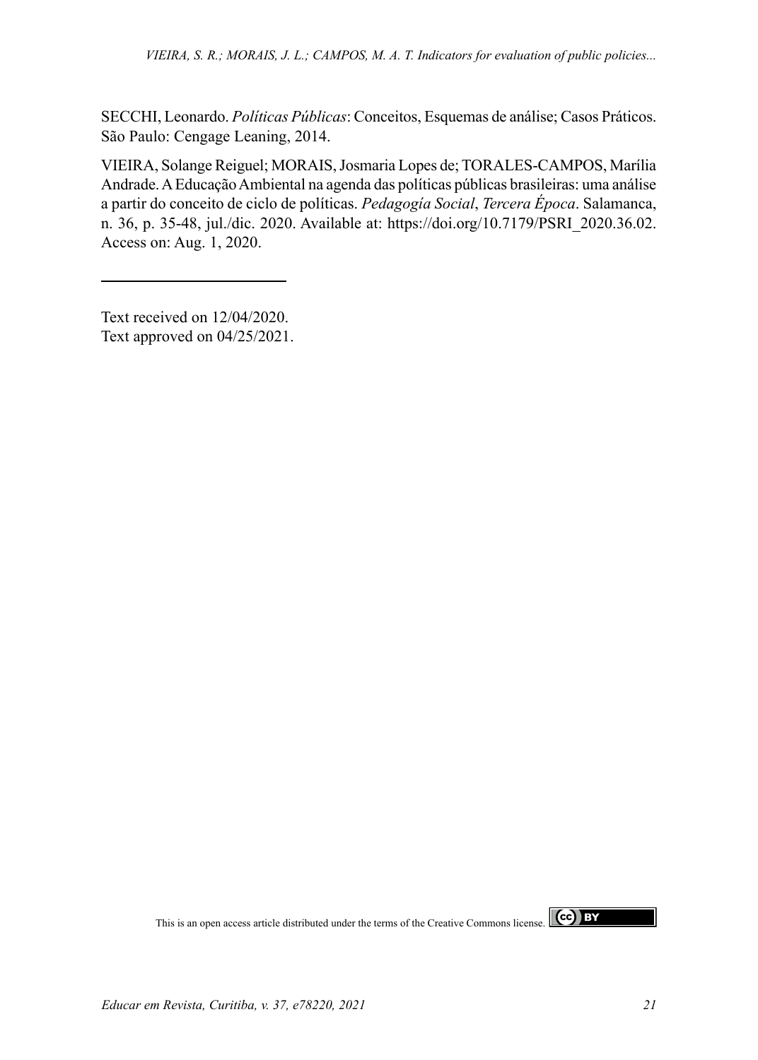SECCHI, Leonardo. *Políticas Públicas*: Conceitos, Esquemas de análise; Casos Práticos. São Paulo: Cengage Leaning, 2014.

VIEIRA, Solange Reiguel; MORAIS, Josmaria Lopes de; TORALES-CAMPOS, Marília Andrade. A Educação Ambiental na agenda das políticas públicas brasileiras: uma análise a partir do conceito de ciclo de políticas. *Pedagogía Social*, *Tercera Época*. Salamanca, n. 36, p. 35-48, jul./dic. 2020. Available at: https://doi.org/10.7179/PSRI_2020.36.02. Access on: Aug. 1, 2020.

---

Text received on 12/04/2020.
Text approved on 04/25/2021.

This is an open access article distributed under the terms of the Creative Commons license. CC BY